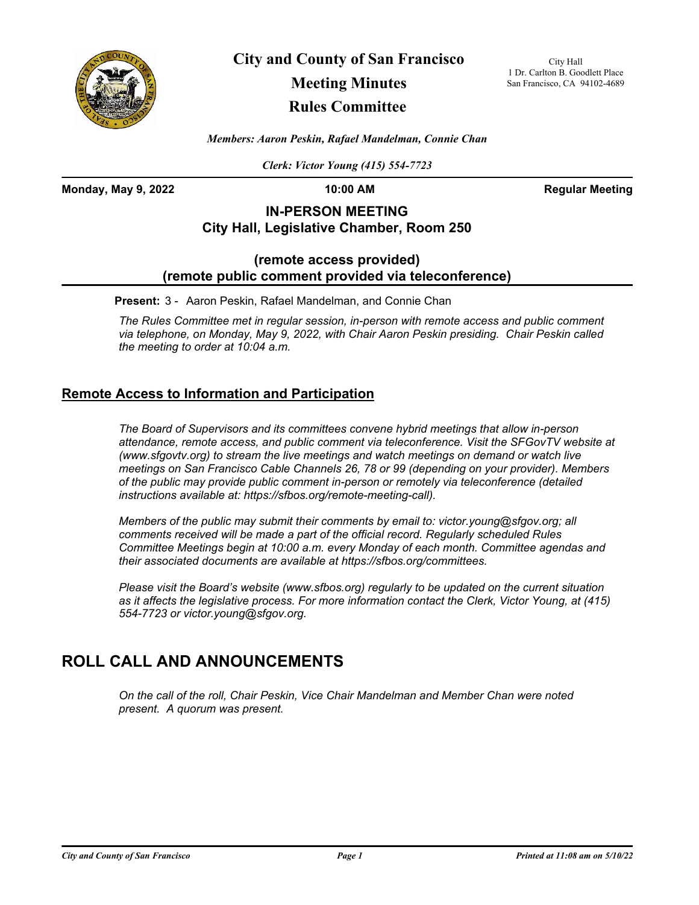# City and County of San Francisco

## Meeting Minutes

## Rules Committee

City Hall
1 Dr. Carlton B. Goodlett Place
San Francisco, CA 94102-4689

***Members: Aaron Peskin, Rafael Mandelman, Connie Chan***

***Clerk: Victor Young (415) 554-7723***

**Monday, May 9, 2022** **10:00 AM** **Regular Meeting**

**IN-PERSON MEETING**
**City Hall, Legislative Chamber, Room 250**

**(remote access provided)**
**(remote public comment provided via teleconference)**

**Present:** 3 - Aaron Peskin, Rafael Mandelman, and Connie Chan

*The Rules Committee met in regular session, in-person with remote access and public comment via telephone, on Monday, May 9, 2022, with Chair Aaron Peskin presiding. Chair Peskin called the meeting to order at 10:04 a.m.*

## Remote Access to Information and Participation

*The Board of Supervisors and its committees convene hybrid meetings that allow in-person attendance, remote access, and public comment via teleconference. Visit the SFGovTV website at (www.sfgovtv.org) to stream the live meetings and watch meetings on demand or watch live meetings on San Francisco Cable Channels 26, 78 or 99 (depending on your provider). Members of the public may provide public comment in-person or remotely via teleconference (detailed instructions available at: https://sfbos.org/remote-meeting-call).*

*Members of the public may submit their comments by email to: victor.young@sfgov.org; all comments received will be made a part of the official record. Regularly scheduled Rules Committee Meetings begin at 10:00 a.m. every Monday of each month. Committee agendas and their associated documents are available at https://sfbos.org/committees.*

*Please visit the Board's website (www.sfbos.org) regularly to be updated on the current situation as it affects the legislative process. For more information contact the Clerk, Victor Young, at (415) 554-7723 or victor.young@sfgov.org.*

# ROLL CALL AND ANNOUNCEMENTS

*On the call of the roll, Chair Peskin, Vice Chair Mandelman and Member Chan were noted present. A quorum was present.*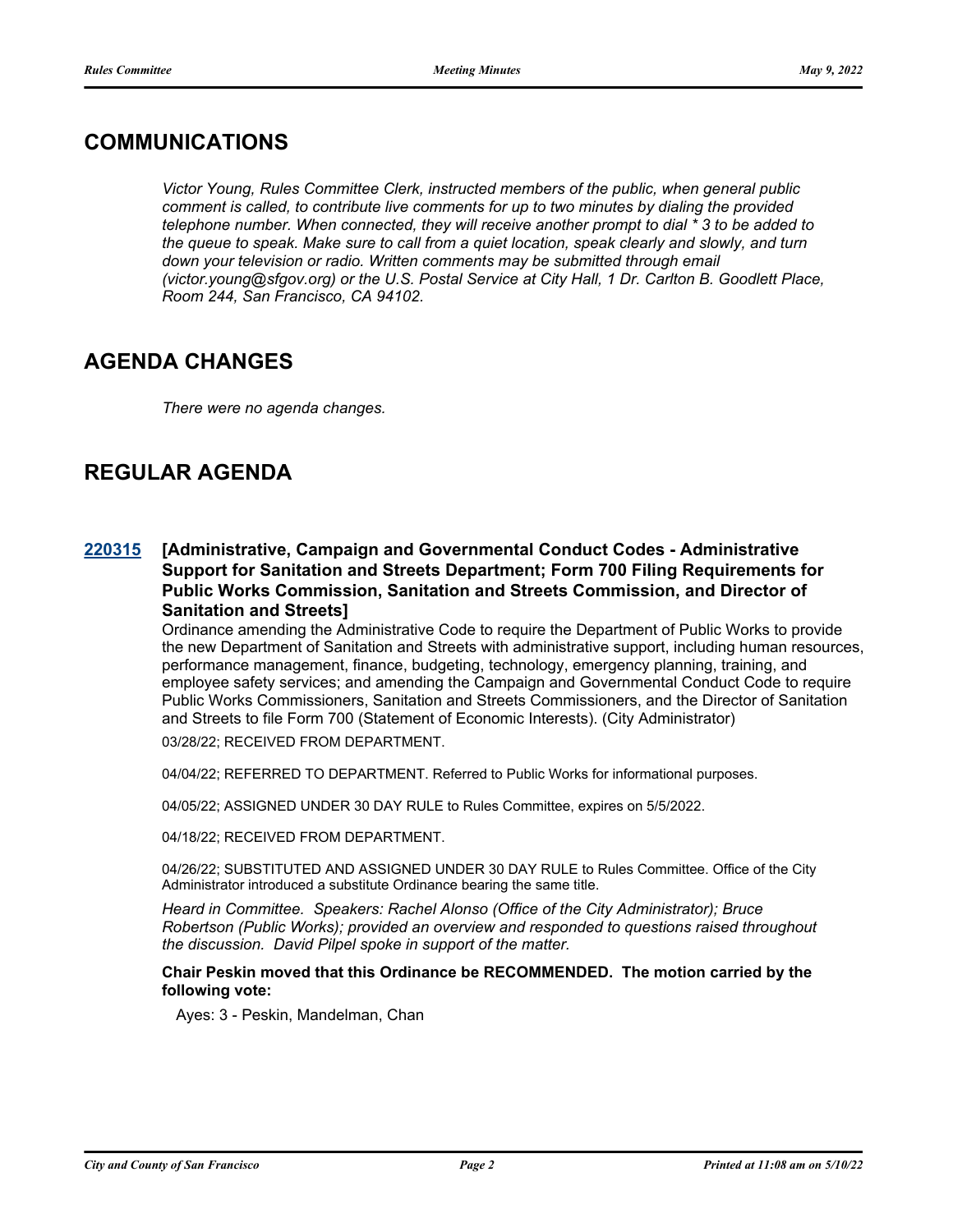## COMMUNICATIONS

*Victor Young, Rules Committee Clerk, instructed members of the public, when general public comment is called, to contribute live comments for up to two minutes by dialing the provided telephone number. When connected, they will receive another prompt to dial * 3 to be added to the queue to speak. Make sure to call from a quiet location, speak clearly and slowly, and turn down your television or radio. Written comments may be submitted through email (victor.young@sfgov.org) or the U.S. Postal Service at City Hall, 1 Dr. Carlton B. Goodlett Place, Room 244, San Francisco, CA 94102.*

## AGENDA CHANGES

*There were no agenda changes.*

## REGULAR AGENDA

**220315 [Administrative, Campaign and Governmental Conduct Codes - Administrative Support for Sanitation and Streets Department; Form 700 Filing Requirements for Public Works Commission, Sanitation and Streets Commission, and Director of Sanitation and Streets]**

Ordinance amending the Administrative Code to require the Department of Public Works to provide the new Department of Sanitation and Streets with administrative support, including human resources, performance management, finance, budgeting, technology, emergency planning, training, and employee safety services; and amending the Campaign and Governmental Conduct Code to require Public Works Commissioners, Sanitation and Streets Commissioners, and the Director of Sanitation and Streets to file Form 700 (Statement of Economic Interests). (City Administrator)

03/28/22; RECEIVED FROM DEPARTMENT.

04/04/22; REFERRED TO DEPARTMENT. Referred to Public Works for informational purposes.

04/05/22; ASSIGNED UNDER 30 DAY RULE to Rules Committee, expires on 5/5/2022.

04/18/22; RECEIVED FROM DEPARTMENT.

04/26/22; SUBSTITUTED AND ASSIGNED UNDER 30 DAY RULE to Rules Committee. Office of the City Administrator introduced a substitute Ordinance bearing the same title.

*Heard in Committee. Speakers: Rachel Alonso (Office of the City Administrator); Bruce Robertson (Public Works); provided an overview and responded to questions raised throughout the discussion. David Pilpel spoke in support of the matter.*

**Chair Peskin moved that this Ordinance be RECOMMENDED. The motion carried by the following vote:**

Ayes: 3 - Peskin, Mandelman, Chan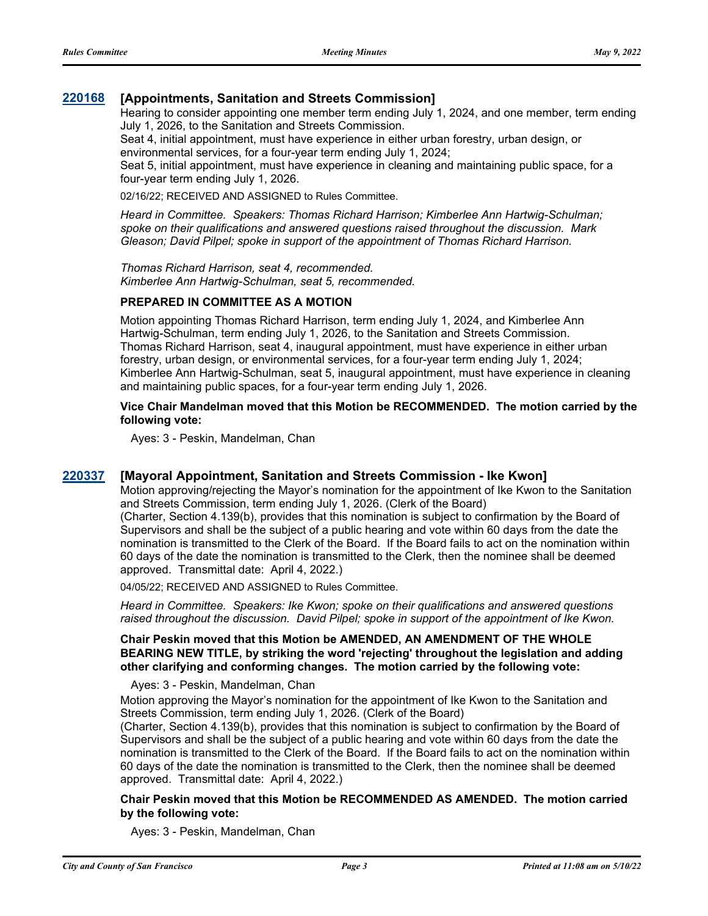### 220168 [Appointments, Sanitation and Streets Commission]

Hearing to consider appointing one member term ending July 1, 2024, and one member, term ending July 1, 2026, to the Sanitation and Streets Commission.

Seat 4, initial appointment, must have experience in either urban forestry, urban design, or environmental services, for a four-year term ending July 1, 2024;

Seat 5, initial appointment, must have experience in cleaning and maintaining public space, for a four-year term ending July 1, 2026.

02/16/22; RECEIVED AND ASSIGNED to Rules Committee.

*Heard in Committee. Speakers: Thomas Richard Harrison; Kimberlee Ann Hartwig-Schulman; spoke on their qualifications and answered questions raised throughout the discussion. Mark Gleason; David Pilpel; spoke in support of the appointment of Thomas Richard Harrison.*

*Thomas Richard Harrison, seat 4, recommended.*
*Kimberlee Ann Hartwig-Schulman, seat 5, recommended.*

**PREPARED IN COMMITTEE AS A MOTION**

Motion appointing Thomas Richard Harrison, term ending July 1, 2024, and Kimberlee Ann Hartwig-Schulman, term ending July 1, 2026, to the Sanitation and Streets Commission. Thomas Richard Harrison, seat 4, inaugural appointment, must have experience in either urban forestry, urban design, or environmental services, for a four-year term ending July 1, 2024; Kimberlee Ann Hartwig-Schulman, seat 5, inaugural appointment, must have experience in cleaning and maintaining public spaces, for a four-year term ending July 1, 2026.

**Vice Chair Mandelman moved that this Motion be RECOMMENDED. The motion carried by the following vote:**

Ayes: 3 - Peskin, Mandelman, Chan

### 220337 [Mayoral Appointment, Sanitation and Streets Commission - Ike Kwon]

Motion approving/rejecting the Mayor's nomination for the appointment of Ike Kwon to the Sanitation and Streets Commission, term ending July 1, 2026. (Clerk of the Board)

(Charter, Section 4.139(b), provides that this nomination is subject to confirmation by the Board of Supervisors and shall be the subject of a public hearing and vote within 60 days from the date the nomination is transmitted to the Clerk of the Board. If the Board fails to act on the nomination within 60 days of the date the nomination is transmitted to the Clerk, then the nominee shall be deemed approved. Transmittal date: April 4, 2022.)

04/05/22; RECEIVED AND ASSIGNED to Rules Committee.

*Heard in Committee. Speakers: Ike Kwon; spoke on their qualifications and answered questions raised throughout the discussion. David Pilpel; spoke in support of the appointment of Ike Kwon.*

**Chair Peskin moved that this Motion be AMENDED, AN AMENDMENT OF THE WHOLE BEARING NEW TITLE, by striking the word 'rejecting' throughout the legislation and adding other clarifying and conforming changes. The motion carried by the following vote:**

Ayes: 3 - Peskin, Mandelman, Chan

Motion approving the Mayor's nomination for the appointment of Ike Kwon to the Sanitation and Streets Commission, term ending July 1, 2026. (Clerk of the Board)

(Charter, Section 4.139(b), provides that this nomination is subject to confirmation by the Board of Supervisors and shall be the subject of a public hearing and vote within 60 days from the date the nomination is transmitted to the Clerk of the Board. If the Board fails to act on the nomination within 60 days of the date the nomination is transmitted to the Clerk, then the nominee shall be deemed approved. Transmittal date: April 4, 2022.)

**Chair Peskin moved that this Motion be RECOMMENDED AS AMENDED. The motion carried by the following vote:**

Ayes: 3 - Peskin, Mandelman, Chan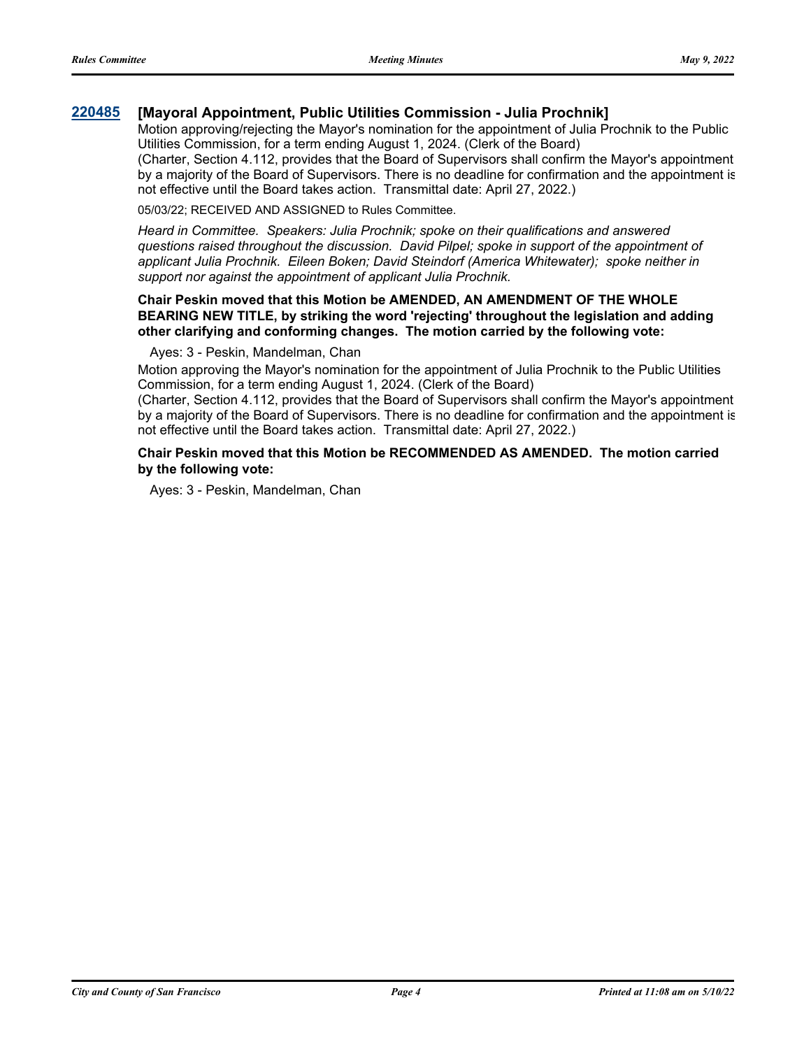**[220485](#) [Mayoral Appointment, Public Utilities Commission - Julia Prochnik]**

Motion approving/rejecting the Mayor's nomination for the appointment of Julia Prochnik to the Public Utilities Commission, for a term ending August 1, 2024. (Clerk of the Board)

(Charter, Section 4.112, provides that the Board of Supervisors shall confirm the Mayor's appointment by a majority of the Board of Supervisors. There is no deadline for confirmation and the appointment is not effective until the Board takes action. Transmittal date: April 27, 2022.)

05/03/22; RECEIVED AND ASSIGNED to Rules Committee.

*Heard in Committee. Speakers: Julia Prochnik; spoke on their qualifications and answered questions raised throughout the discussion. David Pilpel; spoke in support of the appointment of applicant Julia Prochnik. Eileen Boken; David Steindorf (America Whitewater); spoke neither in support nor against the appointment of applicant Julia Prochnik.*

**Chair Peskin moved that this Motion be AMENDED, AN AMENDMENT OF THE WHOLE BEARING NEW TITLE, by striking the word 'rejecting' throughout the legislation and adding other clarifying and conforming changes. The motion carried by the following vote:**

Ayes: 3 - Peskin, Mandelman, Chan

Motion approving the Mayor's nomination for the appointment of Julia Prochnik to the Public Utilities Commission, for a term ending August 1, 2024. (Clerk of the Board)

(Charter, Section 4.112, provides that the Board of Supervisors shall confirm the Mayor's appointment by a majority of the Board of Supervisors. There is no deadline for confirmation and the appointment is not effective until the Board takes action. Transmittal date: April 27, 2022.)

**Chair Peskin moved that this Motion be RECOMMENDED AS AMENDED. The motion carried by the following vote:**

Ayes: 3 - Peskin, Mandelman, Chan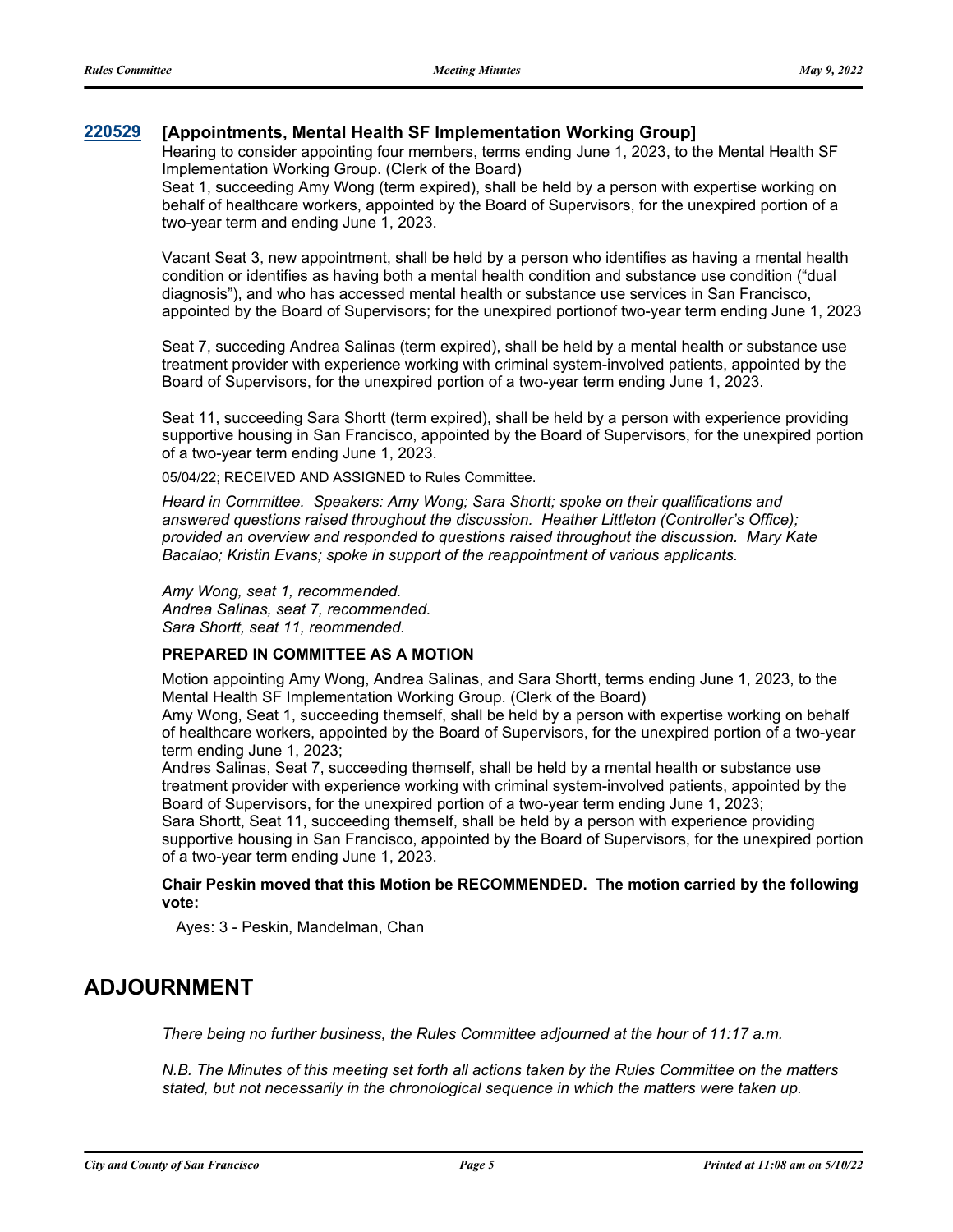**[220529](#) [Appointments, Mental Health SF Implementation Working Group]**

Hearing to consider appointing four members, terms ending June 1, 2023, to the Mental Health SF Implementation Working Group. (Clerk of the Board)

Seat 1, succeeding Amy Wong (term expired), shall be held by a person with expertise working on behalf of healthcare workers, appointed by the Board of Supervisors, for the unexpired portion of a two-year term and ending June 1, 2023.

Vacant Seat 3, new appointment, shall be held by a person who identifies as having a mental health condition or identifies as having both a mental health condition and substance use condition ("dual diagnosis"), and who has accessed mental health or substance use services in San Francisco, appointed by the Board of Supervisors; for the unexpired portionof two-year term ending June 1, 2023.

Seat 7, succeding Andrea Salinas (term expired), shall be held by a mental health or substance use treatment provider with experience working with criminal system-involved patients, appointed by the Board of Supervisors, for the unexpired portion of a two-year term ending June 1, 2023.

Seat 11, succeeding Sara Shortt (term expired), shall be held by a person with experience providing supportive housing in San Francisco, appointed by the Board of Supervisors, for the unexpired portion of a two-year term ending June 1, 2023.

05/04/22; RECEIVED AND ASSIGNED to Rules Committee.

*Heard in Committee. Speakers: Amy Wong; Sara Shortt; spoke on their qualifications and answered questions raised throughout the discussion. Heather Littleton (Controller's Office); provided an overview and responded to questions raised throughout the discussion. Mary Kate Bacalao; Kristin Evans; spoke in support of the reappointment of various applicants.*

*Amy Wong, seat 1, recommended.*
*Andrea Salinas, seat 7, recommended.*
*Sara Shortt, seat 11, reommended.*

**PREPARED IN COMMITTEE AS A MOTION**

Motion appointing Amy Wong, Andrea Salinas, and Sara Shortt, terms ending June 1, 2023, to the Mental Health SF Implementation Working Group. (Clerk of the Board)

Amy Wong, Seat 1, succeeding themself, shall be held by a person with expertise working on behalf of healthcare workers, appointed by the Board of Supervisors, for the unexpired portion of a two-year term ending June 1, 2023;

Andres Salinas, Seat 7, succeeding themself, shall be held by a mental health or substance use treatment provider with experience working with criminal system-involved patients, appointed by the Board of Supervisors, for the unexpired portion of a two-year term ending June 1, 2023;

Sara Shortt, Seat 11, succeeding themself, shall be held by a person with experience providing supportive housing in San Francisco, appointed by the Board of Supervisors, for the unexpired portion of a two-year term ending June 1, 2023.

**Chair Peskin moved that this Motion be RECOMMENDED. The motion carried by the following vote:**

Ayes: 3 - Peskin, Mandelman, Chan

# ADJOURNMENT

*There being no further business, the Rules Committee adjourned at the hour of 11:17 a.m.*

*N.B. The Minutes of this meeting set forth all actions taken by the Rules Committee on the matters stated, but not necessarily in the chronological sequence in which the matters were taken up.*